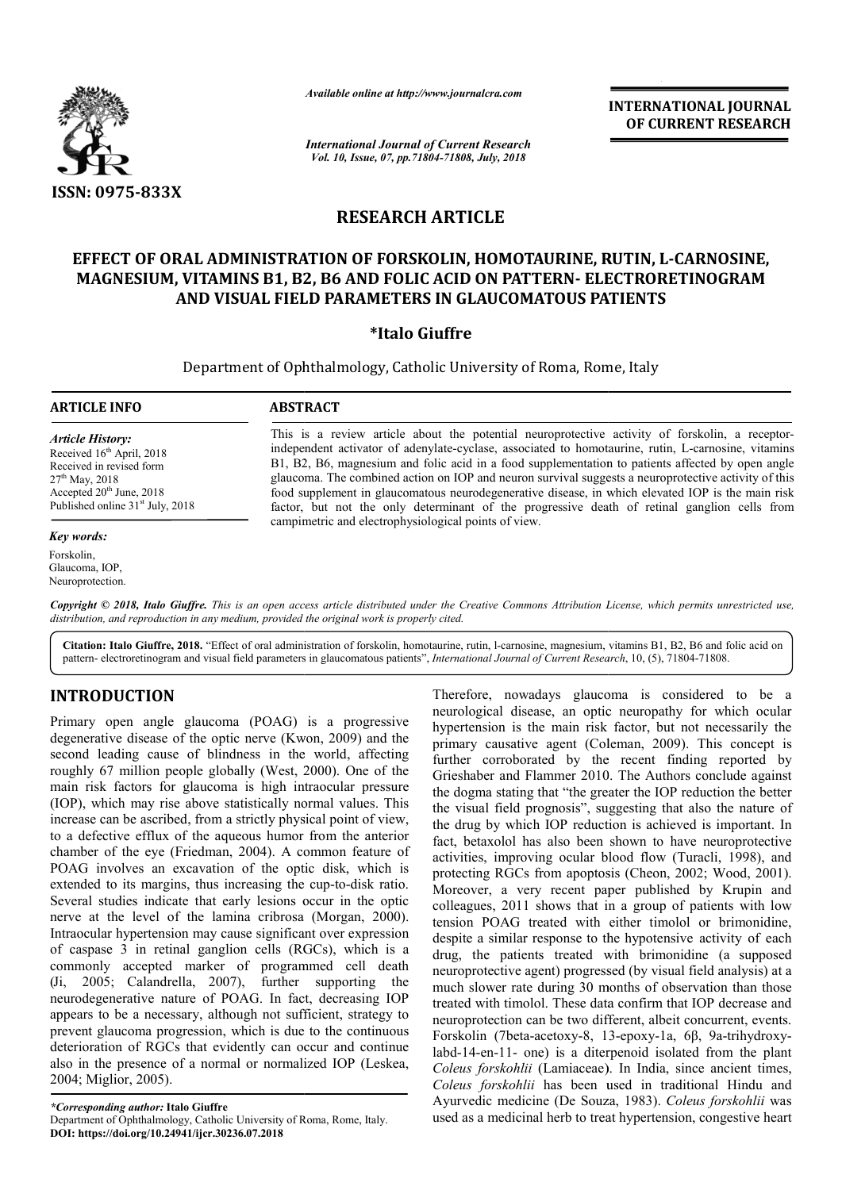# RESEARCH ARTICLE

## EFFECT OF ORAL ADMINISTRATION OF FORSKOLIN, HOMOTAURINE, RUTIN, L-CARNOSINE, MAGNESIUM, VITAMINS B1, B2, B6 AND FOLIC ACID ON PATTERN- ELECTRORETINOGRAM AND VISUAL FIELD PARAMETERS IN GLAUCOMATOUS PATIENTS

**\*Italo Giuffre**

Department of Ophthalmology, Catholic University of Roma, Rome, Italy

**ARTICLE INFO**

*Article History:*
Received 16[th] April, 2018
Received in revised form
27[th] May, 2018
Accepted 20[th] June, 2018
Published online 31[st] July, 2018

*Key words:*
Forskolin,
Glaucoma, IOP,
Neuroprotection.

**ABSTRACT**

This is a review article about the potential neuroprotective activity of forskolin, a receptor-independent activator of adenylate-cyclase, associated to homotaurine, rutin, L-carnosine, vitamins B1, B2, B6, magnesium and folic acid in a food supplementation to patients affected by open angle glaucoma. The combined action on IOP and neuron survival suggests a neuroprotective activity of this food supplement in glaucomatous neurodegenerative disease, in which elevated IOP is the main risk factor, but not the only determinant of the progressive death of retinal ganglion cells from campimetric and electrophysiological points of view.

*Copyright © 2018, Italo Giuffre. This is an open access article distributed under the Creative Commons Attribution License, which permits unrestricted use, distribution, and reproduction in any medium, provided the original work is properly cited.*

**Citation: Italo Giuffre, 2018.** "Effect of oral administration of forskolin, homotaurine, rutin, l-carnosine, magnesium, vitamins B1, B2, B6 and folic acid on pattern- electroretinogram and visual field parameters in glaucomatous patients", *International Journal of Current Research*, 10, (5), 71804-71808.

## INTRODUCTION

Primary open angle glaucoma (POAG) is a progressive degenerative disease of the optic nerve (Kwon, 2009) and the second leading cause of blindness in the world, affecting roughly 67 million people globally (West, 2000). One of the main risk factors for glaucoma is high intraocular pressure (IOP), which may rise above statistically normal values. This increase can be ascribed, from a strictly physical point of view, to a defective efflux of the aqueous humor from the anterior chamber of the eye (Friedman, 2004). A common feature of POAG involves an excavation of the optic disk, which is extended to its margins, thus increasing the cup-to-disk ratio. Several studies indicate that early lesions occur in the optic nerve at the level of the lamina cribrosa (Morgan, 2000). Intraocular hypertension may cause significant over expression of caspase 3 in retinal ganglion cells (RGCs), which is a commonly accepted marker of programmed cell death (Ji, 2005; Calandrella, 2007), further supporting the neurodegenerative nature of POAG. In fact, decreasing IOP appears to be a necessary, although not sufficient, strategy to prevent glaucoma progression, which is due to the continuous deterioration of RGCs that evidently can occur and continue also in the presence of a normal or normalized IOP (Leskea, 2004; Miglior, 2005).

Therefore, nowadays glaucoma is considered to be a neurological disease, an optic neuropathy for which ocular hypertension is the main risk factor, but not necessarily the primary causative agent (Coleman, 2009). This concept is further corroborated by the recent finding reported by Grieshaber and Flammer 2010. The Authors conclude against the dogma stating that "the greater the IOP reduction the better the visual field prognosis", suggesting that also the nature of the drug by which IOP reduction is achieved is important. In fact, betaxolol has also been shown to have neuroprotective activities, improving ocular blood flow (Turacli, 1998), and protecting RGCs from apoptosis (Cheon, 2002; Wood, 2001). Moreover, a very recent paper published by Krupin and colleagues, 2011 shows that in a group of patients with low tension POAG treated with either timolol or brimonidine, despite a similar response to the hypotensive activity of each drug, the patients treated with brimonidine (a supposed neuroprotective agent) progressed (by visual field analysis) at a much slower rate during 30 months of observation than those treated with timolol. These data confirm that IOP decrease and neuroprotection can be two different, albeit concurrent, events. Forskolin (7beta-acetoxy-8, 13-epoxy-1a, 6β, 9a-trihydroxy-labd-14-en-11- one) is a diterpenoid isolated from the plant *Coleus forskohlii* (Lamiaceae). In India, since ancient times, *Coleus forskohlii* has been used in traditional Hindu and Ayurvedic medicine (De Souza, 1983). *Coleus forskohlii* was used as a medicinal herb to treat hypertension, congestive heart

*\*Corresponding author:* **Italo Giuffre**
Department of Ophthalmology, Catholic University of Roma, Rome, Italy.
**DOI: https://doi.org/10.24941/ijcr.30236.07.2018**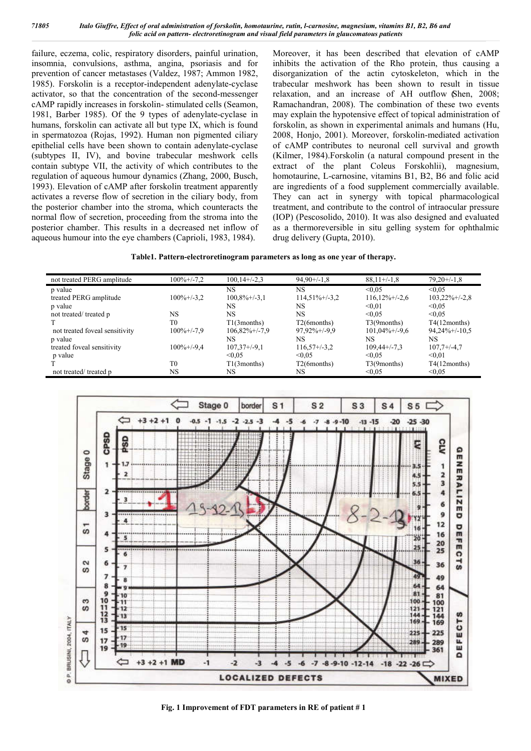failure, eczema, colic, respiratory disorders, painful urination, insomnia, convulsions, asthma, angina, psoriasis and for prevention of cancer metastases (Valdez, 1987; Ammon 1982, 1985). Forskolin is a receptor-independent adenylate-cyclase activator, so that the concentration of the second-messenger cAMP rapidly increases in forskolin- stimulated cells (Seamon, 1981, Barber 1985). Of the 9 types of adenylate-cyclase in humans, forskolin can activate all but type IX, which is found in spermatozoa (Rojas, 1992). Human non pigmented ciliary epithelial cells have been shown to contain adenylate-cyclase (subtypes II, IV), and bovine trabecular meshwork cells contain subtype VII, the activity of which contributes to the regulation of aqueous humour dynamics (Zhang, 2000, Busch, 1993). Elevation of cAMP after forskolin treatment apparently activates a reverse flow of secretion in the ciliary body, from the posterior chamber into the stroma, which counteracts the normal flow of secretion, proceeding from the stroma into the posterior chamber. This results in a decreased net inflow of aqueous humour into the eye chambers (Caprioli, 1983, 1984).

Moreover, it has been described that elevation of cAMP inhibits the activation of the Rho protein, thus causing a disorganization of the actin cytoskeleton, which in the trabecular meshwork has been shown to result in tissue relaxation, and an increase of AH outflow (Shen, 2008; Ramachandran, 2008). The combination of these two events may explain the hypotensive effect of topical administration of forskolin, as shown in experimental animals and humans (Hu, 2008, Honjo, 2001). Moreover, forskolin-mediated activation of cAMP contributes to neuronal cell survival and growth (Kilmer, 1984).Forskolin (a natural compound present in the extract of the plant Coleus Forskohlii), magnesium, homotaurine, L-carnosine, vitamins B1, B2, B6 and folic acid are ingredients of a food supplement commercially available. They can act in synergy with topical pharmacological treatment, and contribute to the control of intraocular pressure (IOP) (Pescosolido, 2010). It was also designed and evaluated as a thermoreversible in situ gelling system for ophthalmic drug delivery (Gupta, 2010).

**Table1. Pattern-electroretinogram parameters as long as one year of therapy.**

| not treated PERG amplitude | 100%+/-7,2 | 100,14+/-2,3 | 94,90+/-1,8 | 88,11+/-1,8 | 79,20+/-1,8 |
|---|---|---|---|---|---|
| p value | | NS | NS | <0,05 | <0,05 |
| treated PERG amplitude | 100%+/-3,2 | 100,8%+/-3,1 | 114,51%+/-3,2 | 116,12%+/-2,6 | 103,22%+/-2,8 |
| p value | | NS | NS | <0,01 | <0,05 |
| not treated/ treated p | NS | NS | NS | <0,05 | <0,05 |
| T | T0 | T1(3months) | T2(6months) | T3(9months) | T4(12months) |
| not treated foveal sensitivity | 100%+/-7,9 | 106,82%+/-7,9 | 97,92%+/-9,9 | 101,04%+/-9,6 | 94,24%+/-10,5 |
| p value | | NS | NS | NS | NS |
| treated foveal sensitivity | 100%+/-9,4 | 107,37+/-9,1 | 116,57+/-3,2 | 109,44+/-7,3 | 107,7+/-4,7 |
| p value | | <0,05 | <0,05 | <0,05 | <0,01 |
| T | T0 | T1(3months) | T2(6months) | T3(9months) | T4(12months) |
| not treated/ treated p | NS | NS | NS | <0,05 | <0,05 |

**Fig. 1 Improvement of FDT parameters in RE of patient # 1**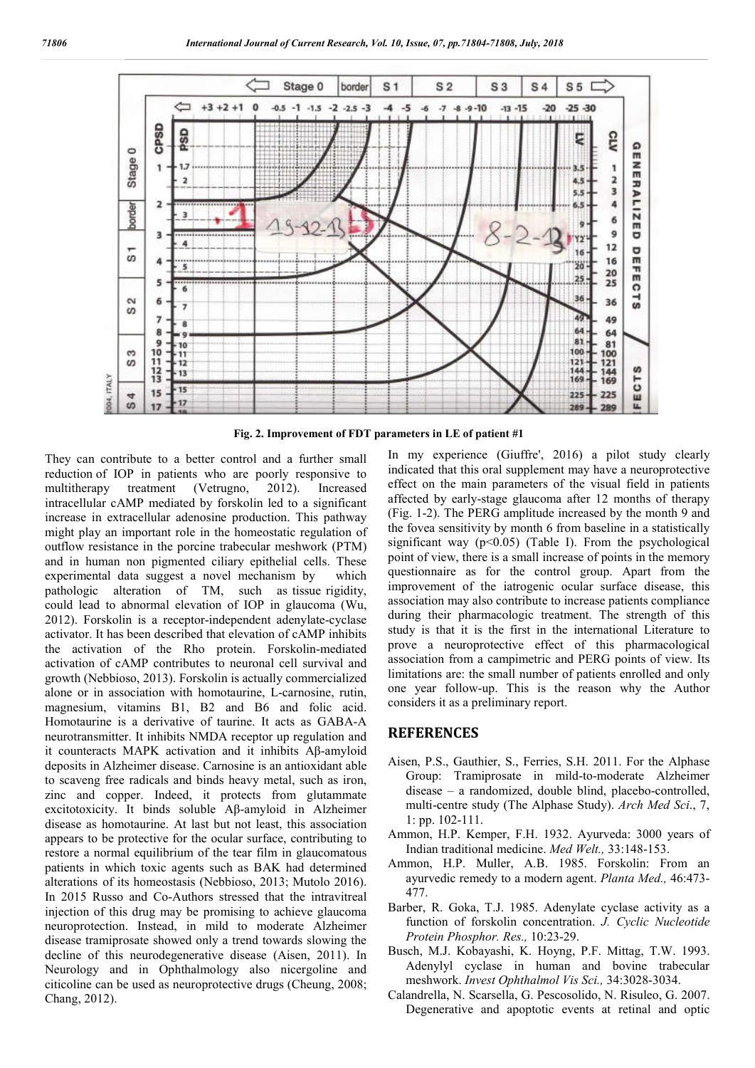Fig. 2. Improvement of FDT parameters in LE of patient #1

They can contribute to a better control and a further small reduction of IOP in patients who are poorly responsive to multitherapy treatment (Vetrugno, 2012). Increased intracellular cAMP mediated by forskolin led to a significant increase in extracellular adenosine production. This pathway might play an important role in the homeostatic regulation of outflow resistance in the porcine trabecular meshwork (PTM) and in human non pigmented ciliary epithelial cells. These experimental data suggest a novel mechanism by which pathologic alteration of TM, such as tissue rigidity, could lead to abnormal elevation of IOP in glaucoma (Wu, 2012). Forskolin is a receptor-independent adenylate-cyclase activator. It has been described that elevation of cAMP inhibits the activation of the Rho protein. Forskolin-mediated activation of cAMP contributes to neuronal cell survival and growth (Nebbioso, 2013). Forskolin is actually commercialized alone or in association with homotaurine, L-carnosine, rutin, magnesium, vitamins B1, B2 and B6 and folic acid. Homotaurine is a derivative of taurine. It acts as GABA-A neurotransmitter. It inhibits NMDA receptor up regulation and it counteracts MAPK activation and it inhibits Aβ-amyloid deposits in Alzheimer disease. Carnosine is an antioxidant able to scaveng free radicals and binds heavy metal, such as iron, zinc and copper. Indeed, it protects from glutammate excitotoxicity. It binds soluble Aβ-amyloid in Alzheimer disease as homotaurine. At last but not least, this association appears to be protective for the ocular surface, contributing to restore a normal equilibrium of the tear film in glaucomatous patients in which toxic agents such as BAK had determined alterations of its homeostasis (Nebbioso, 2013; Mutolo 2016). In 2015 Russo and Co-Authors stressed that the intravitreal injection of this drug may be promising to achieve glaucoma neuroprotection. Instead, in mild to moderate Alzheimer disease tramiprosate showed only a trend towards slowing the decline of this neurodegenerative disease (Aisen, 2011). In Neurology and in Ophthalmology also nicergoline and citicoline can be used as neuroprotective drugs (Cheung, 2008; Chang, 2012).

In my experience (Giuffre', 2016) a pilot study clearly indicated that this oral supplement may have a neuroprotective effect on the main parameters of the visual field in patients affected by early-stage glaucoma after 12 months of therapy (Fig. 1-2). The PERG amplitude increased by the month 9 and the fovea sensitivity by month 6 from baseline in a statistically significant way ($p<0.05$) (Table I). From the psychological point of view, there is a small increase of points in the memory questionnaire as for the control group. Apart from the improvement of the iatrogenic ocular surface disease, this association may also contribute to increase patients compliance during their pharmacologic treatment. The strength of this study is that it is the first in the international Literature to prove a neuroprotective effect of this pharmacological association from a campimetric and PERG points of view. Its limitations are: the small number of patients enrolled and only one year follow-up. This is the reason why the Author considers it as a preliminary report.

## REFERENCES

Aisen, P.S., Gauthier, S., Ferries, S.H. 2011. For the Alphase Group: Tramiprosate in mild-to-moderate Alzheimer disease – a randomized, double blind, placebo-controlled, multi-centre study (The Alphase Study). *Arch Med Sci*., 7, 1: pp. 102-111.

Ammon, H.P. Kemper, F.H. 1932. Ayurveda: 3000 years of Indian traditional medicine. *Med Welt.,* 33:148-153.

Ammon, H.P. Muller, A.B. 1985. Forskolin: From an ayurvedic remedy to a modern agent. *Planta Med.,* 46:473-477.

Barber, R. Goka, T.J. 1985. Adenylate cyclase activity as a function of forskolin concentration. *J. Cyclic Nucleotide Protein Phosphor. Res.,* 10:23-29.

Busch, M.J. Kobayashi, K. Hoyng, P.F. Mittag, T.W. 1993. Adenylyl cyclase in human and bovine trabecular meshwork. *Invest Ophthalmol Vis Sci.,* 34:3028-3034.

Calandrella, N. Scarsella, G. Pescosolido, N. Risuleo, G. 2007. Degenerative and apoptotic events at retinal and optic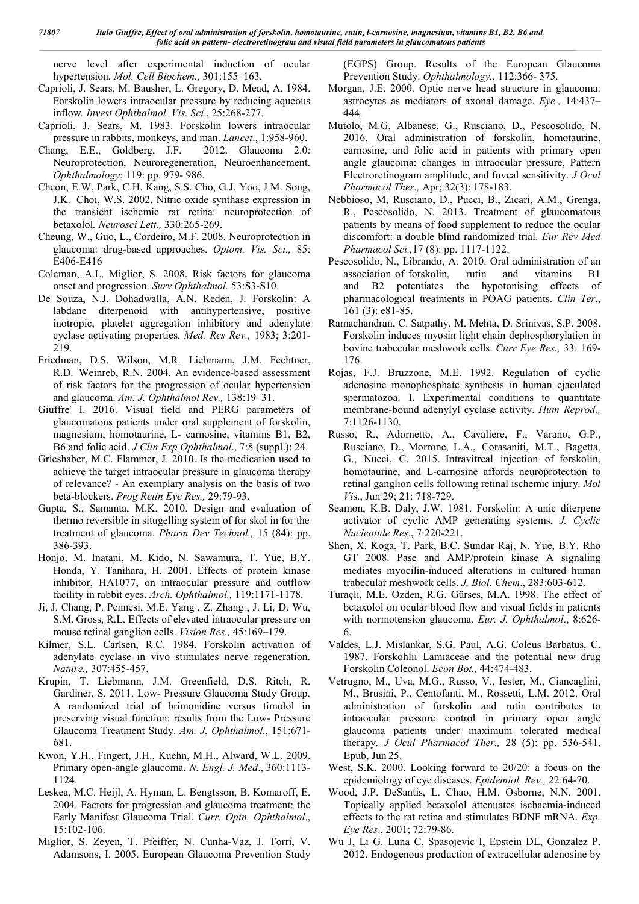nerve level after experimental induction of ocular hypertension. *Mol. Cell Biochem.,* 301:155–163.

Caprioli, J. Sears, M. Bausher, L. Gregory, D. Mead, A. 1984. Forskolin lowers intraocular pressure by reducing aqueous inflow. *Invest Ophthalmol. Vis. Sci*., 25:268-277.

Caprioli, J. Sears, M. 1983. Forskolin lowers intraocular pressure in rabbits, monkeys, and man. *Lancet*., 1:958-960.

Chang, E.E., Goldberg, J.F. 2012. Glaucoma 2.0: Neuroprotection, Neuroregeneration, Neuroenhancement. *Ophthalmology*; 119: pp. 979- 986.

Cheon, E.W, Park, C.H. Kang, S.S. Cho, G.J. Yoo, J.M. Song, J.K. Choi, W.S. 2002. Nitric oxide synthase expression in the transient ischemic rat retina: neuroprotection of betaxolol. *Neurosci Lett.,* 330:265-269.

Cheung, W., Guo, L., Cordeiro, M.F. 2008. Neuroprotection in glaucoma: drug-based approaches. *Optom. Vis. Sci.,* 85: E406-E416

Coleman, A.L. Miglior, S. 2008. Risk factors for glaucoma onset and progression. *Surv Ophthalmol.* 53:S3-S10.

De Souza, N.J. Dohadwalla, A.N. Reden, J. Forskolin: A labdane diterpenoid with antihypertensive, positive inotropic, platelet aggregation inhibitory and adenylate cyclase activating properties. *Med. Res Rev.,* 1983; 3:201-219.

Friedman, D.S. Wilson, M.R. Liebmann, J.M. Fechtner, R.D. Weinreb, R.N. 2004. An evidence-based assessment of risk factors for the progression of ocular hypertension and glaucoma. *Am. J. Ophthalmol Rev.,* 138:19–31.

Giuffre' I. 2016. Visual field and PERG parameters of glaucomatous patients under oral supplement of forskolin, magnesium, homotaurine, L- carnosine, vitamins B1, B2, B6 and folic acid. *J Clin Exp Ophthalmol*., 7:8 (suppl.): 24.

Grieshaber, M.C. Flammer, J. 2010. Is the medication used to achieve the target intraocular pressure in glaucoma therapy of relevance? - An exemplary analysis on the basis of two beta-blockers. *Prog Retin Eye Res.,* 29:79-93.

Gupta, S., Samanta, M.K. 2010. Design and evaluation of thermo reversible in situgelling system of for skol in for the treatment of glaucoma. *Pharm Dev Technol.,* 15 (84): pp. 386-393.

Honjo, M. Inatani, M. Kido, N. Sawamura, T. Yue, B.Y. Honda, Y. Tanihara, H. 2001. Effects of protein kinase inhibitor, HA1077, on intraocular pressure and outflow facility in rabbit eyes. *Arch. Ophthalmol.,* 119:1171-1178.

Ji, J. Chang, P. Pennesi, M.E. Yang , Z. Zhang , J. Li, D. Wu, S.M. Gross, R.L. Effects of elevated intraocular pressure on mouse retinal ganglion cells. *Vision Res.,* 45:169–179.

Kilmer, S.L. Carlsen, R.C. 1984. Forskolin activation of adenylate cyclase in vivo stimulates nerve regeneration. *Nature.,* 307:455-457.

Krupin, T. Liebmann, J.M. Greenfield, D.S. Ritch, R. Gardiner, S. 2011. Low- Pressure Glaucoma Study Group. A randomized trial of brimonidine versus timolol in preserving visual function: results from the Low- Pressure Glaucoma Treatment Study. *Am. J. Ophthalmol*., 151:671-681.

Kwon, Y.H., Fingert, J.H., Kuehn, M.H., Alward, W.L. 2009. Primary open-angle glaucoma. *N. Engl. J. Med*., 360:1113-1124.

Leskea, M.C. Heijl, A. Hyman, L. Bengtsson, B. Komaroff, E. 2004. Factors for progression and glaucoma treatment: the Early Manifest Glaucoma Trial. *Curr. Opin. Ophthalmol*., 15:102-106.

Miglior, S. Zeyen, T. Pfeiffer, N. Cunha-Vaz, J. Torri, V. Adamsons, I. 2005. European Glaucoma Prevention Study (EGPS) Group. Results of the European Glaucoma Prevention Study. *Ophthalmology.,* 112:366- 375.

Morgan, J.E. 2000. Optic nerve head structure in glaucoma: astrocytes as mediators of axonal damage. *Eye.,* 14:437–444.

Mutolo, M.G, Albanese, G., Rusciano, D., Pescosolido, N. 2016. Oral administration of forskolin, homotaurine, carnosine, and folic acid in patients with primary open angle glaucoma: changes in intraocular pressure, Pattern Electroretinogram amplitude, and foveal sensitivity. *J Ocul Pharmacol Ther.,* Apr; 32(3): 178-183.

Nebbioso, M, Rusciano, D., Pucci, B., Zicari, A.M., Grenga, R., Pescosolido, N. 2013. Treatment of glaucomatous patients by means of food supplement to reduce the ocular discomfort: a double blind randomized trial. *Eur Rev Med Pharmacol Sci.,*17 (8): pp. 1117-1122.

Pescosolido, N., Librando, A. 2010. Oral administration of an association of forskolin, rutin and vitamins B1 and B2 potentiates the hypotonising effects of pharmacological treatments in POAG patients. *Clin Ter*., 161 (3): e81-85.

Ramachandran, C. Satpathy, M. Mehta, D. Srinivas, S.P. 2008. Forskolin induces myosin light chain dephosphorylation in bovine trabecular meshwork cells. *Curr Eye Res.,* 33: 169-176.

Rojas, F.J. Bruzzone, M.E. 1992. Regulation of cyclic adenosine monophosphate synthesis in human ejaculated spermatozoa. I. Experimental conditions to quantitate membrane-bound adenylyl cyclase activity. *Hum Reprod.,* 7:1126-1130.

Russo, R., Adornetto, A., Cavaliere, F., Varano, G.P., Rusciano, D., Morrone, L.A., Corasaniti, M.T., Bagetta, G., Nucci, C. 2015. Intravitreal injection of forskolin, homotaurine, and L-carnosine affords neuroprotection to retinal ganglion cells following retinal ischemic injury. *Mol Vi*s., Jun 29; 21: 718-729.

Seamon, K.B. Daly, J.W. 1981. Forskolin: A unic diterpene activator of cyclic AMP generating systems. *J. Cyclic Nucleotide Res*., 7:220-221.

Shen, X. Koga, T. Park, B.C. Sundar Raj, N. Yue, B.Y. Rho GT 2008. Pase and AMP/protein kinase A signaling mediates myocilin-induced alterations in cultured human trabecular meshwork cells. *J. Biol. Chem*., 283:603-612.

Turaçli, M.E. Ozden, R.G. Gürses, M.A. 1998. The effect of betaxolol on ocular blood flow and visual fields in patients with normotension glaucoma. *Eur. J. Ophthalmol*., 8:626-6.

Valdes, L.J. Mislankar, S.G. Paul, A.G. Coleus Barbatus, C. 1987. Forskohlii Lamiaceae and the potential new drug Forskolin Coleonol. *Econ Bot.,* 44:474-483.

Vetrugno, M., Uva, M.G., Russo, V., Iester, M., Ciancaglini, M., Brusini, P., Centofanti, M., Rossetti, L.M. 2012. Oral administration of forskolin and rutin contributes to intraocular pressure control in primary open angle glaucoma patients under maximum tolerated medical therapy. *J Ocul Pharmacol Ther.,* 28 (5): pp. 536-541. Epub, Jun 25.

West, S.K. 2000. Looking forward to 20/20: a focus on the epidemiology of eye diseases. *Epidemiol. Rev.,* 22:64-70.

Wood, J.P. DeSantis, L. Chao, H.M. Osborne, N.N. 2001. Topically applied betaxolol attenuates ischaemia-induced effects to the rat retina and stimulates BDNF mRNA. *Exp. Eye Res*., 2001; 72:79-86.

Wu J, Li G. Luna C, Spasojevic I, Epstein DL, Gonzalez P. 2012. Endogenous production of extracellular adenosine by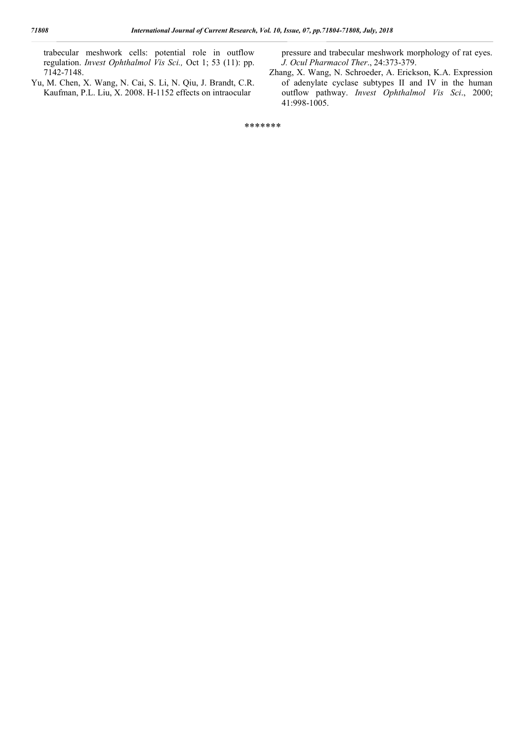trabecular meshwork cells: potential role in outflow regulation. *Invest Ophthalmol Vis Sci.,* Oct 1; 53 (11): pp. 7142-7148.

Yu, M. Chen, X. Wang, N. Cai, S. Li, N. Qiu, J. Brandt, C.R. Kaufman, P.L. Liu, X. 2008. H-1152 effects on intraocular pressure and trabecular meshwork morphology of rat eyes. *J. Ocul Pharmacol Ther*., 24:373-379.

Zhang, X. Wang, N. Schroeder, A. Erickson, K.A. Expression of adenylate cyclase subtypes II and IV in the human outflow pathway. *Invest Ophthalmol Vis Sci*., 2000; 41:998-1005.

*******